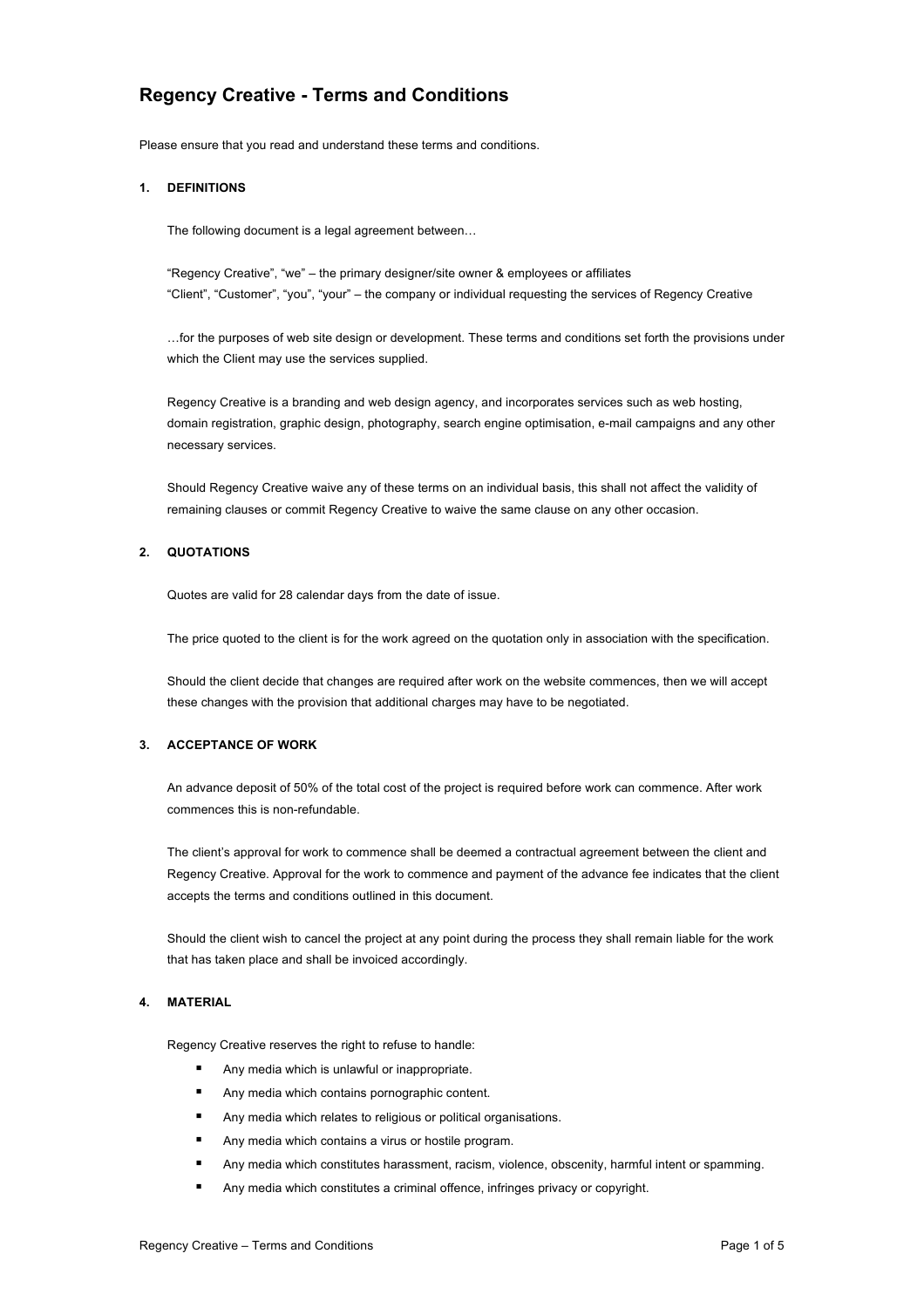# Regency Creative - Terms and Conditions

Please ensure that you read and understand these terms and conditions.

## 1. DEFINITIONS

The following document is a legal agreement between…

"Regency Creative", "we" – the primary designer/site owner & employees or affiliates
"Client", "Customer", "you", "your" – the company or individual requesting the services of Regency Creative

…for the purposes of web site design or development. These terms and conditions set forth the provisions under which the Client may use the services supplied.

Regency Creative is a branding and web design agency, and incorporates services such as web hosting, domain registration, graphic design, photography, search engine optimisation, e-mail campaigns and any other necessary services.

Should Regency Creative waive any of these terms on an individual basis, this shall not affect the validity of remaining clauses or commit Regency Creative to waive the same clause on any other occasion.

## 2. QUOTATIONS

Quotes are valid for 28 calendar days from the date of issue.

The price quoted to the client is for the work agreed on the quotation only in association with the specification.

Should the client decide that changes are required after work on the website commences, then we will accept these changes with the provision that additional charges may have to be negotiated.

## 3. ACCEPTANCE OF WORK

An advance deposit of 50% of the total cost of the project is required before work can commence. After work commences this is non-refundable.

The client's approval for work to commence shall be deemed a contractual agreement between the client and Regency Creative. Approval for the work to commence and payment of the advance fee indicates that the client accepts the terms and conditions outlined in this document.

Should the client wish to cancel the project at any point during the process they shall remain liable for the work that has taken place and shall be invoiced accordingly.

## 4. MATERIAL

Regency Creative reserves the right to refuse to handle:

- Any media which is unlawful or inappropriate.
- Any media which contains pornographic content.
- Any media which relates to religious or political organisations.
- Any media which contains a virus or hostile program.
- Any media which constitutes harassment, racism, violence, obscenity, harmful intent or spamming.
- Any media which constitutes a criminal offence, infringes privacy or copyright.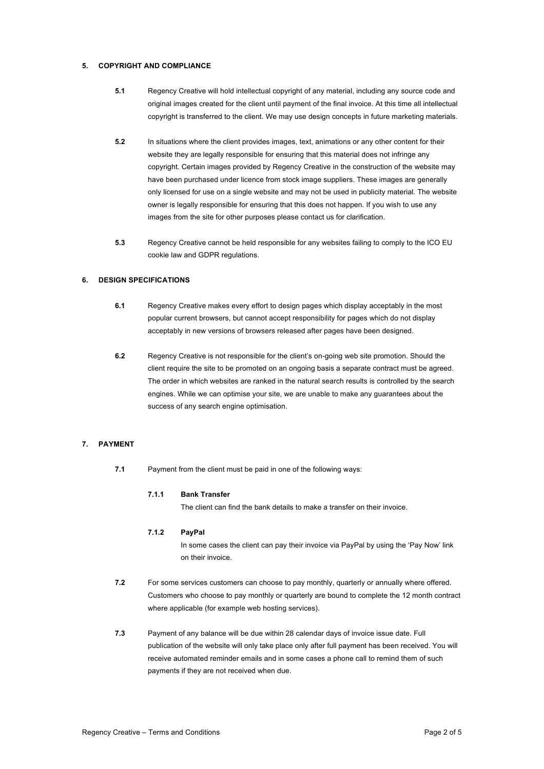## 5. COPYRIGHT AND COMPLIANCE

**5.1** Regency Creative will hold intellectual copyright of any material, including any source code and original images created for the client until payment of the final invoice. At this time all intellectual copyright is transferred to the client. We may use design concepts in future marketing materials.

**5.2** In situations where the client provides images, text, animations or any other content for their website they are legally responsible for ensuring that this material does not infringe any copyright. Certain images provided by Regency Creative in the construction of the website may have been purchased under licence from stock image suppliers. These images are generally only licensed for use on a single website and may not be used in publicity material. The website owner is legally responsible for ensuring that this does not happen. If you wish to use any images from the site for other purposes please contact us for clarification.

**5.3** Regency Creative cannot be held responsible for any websites failing to comply to the ICO EU cookie law and GDPR regulations.

## 6. DESIGN SPECIFICATIONS

**6.1** Regency Creative makes every effort to design pages which display acceptably in the most popular current browsers, but cannot accept responsibility for pages which do not display acceptably in new versions of browsers released after pages have been designed.

**6.2** Regency Creative is not responsible for the client's on-going web site promotion. Should the client require the site to be promoted on an ongoing basis a separate contract must be agreed. The order in which websites are ranked in the natural search results is controlled by the search engines. While we can optimise your site, we are unable to make any guarantees about the success of any search engine optimisation.

## 7. PAYMENT

**7.1** Payment from the client must be paid in one of the following ways:

**7.1.1 Bank Transfer**
The client can find the bank details to make a transfer on their invoice.

**7.1.2 PayPal**
In some cases the client can pay their invoice via PayPal by using the 'Pay Now' link on their invoice.

**7.2** For some services customers can choose to pay monthly, quarterly or annually where offered. Customers who choose to pay monthly or quarterly are bound to complete the 12 month contract where applicable (for example web hosting services).

**7.3** Payment of any balance will be due within 28 calendar days of invoice issue date. Full publication of the website will only take place only after full payment has been received. You will receive automated reminder emails and in some cases a phone call to remind them of such payments if they are not received when due.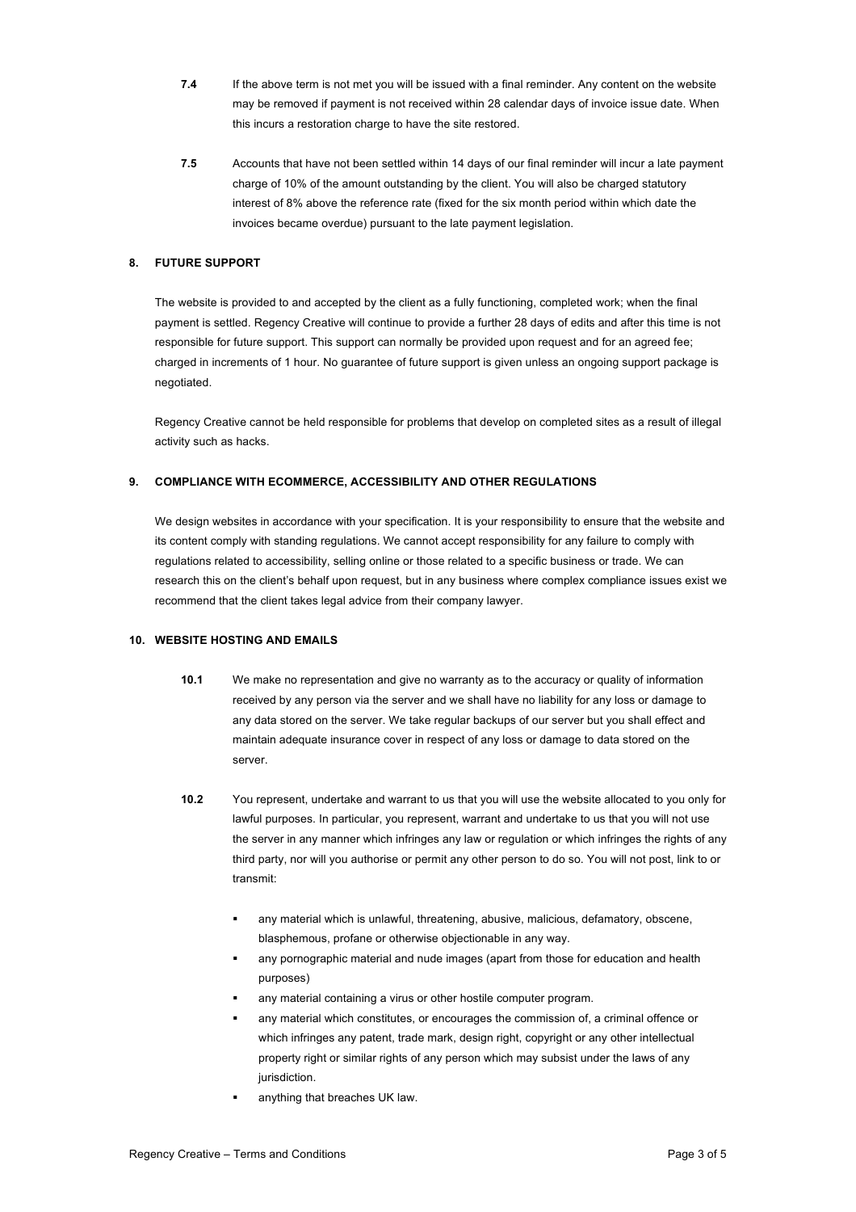**7.4** If the above term is not met you will be issued with a final reminder. Any content on the website may be removed if payment is not received within 28 calendar days of invoice issue date. When this incurs a restoration charge to have the site restored.

**7.5** Accounts that have not been settled within 14 days of our final reminder will incur a late payment charge of 10% of the amount outstanding by the client. You will also be charged statutory interest of 8% above the reference rate (fixed for the six month period within which date the invoices became overdue) pursuant to the late payment legislation.

## 8. FUTURE SUPPORT

The website is provided to and accepted by the client as a fully functioning, completed work; when the final payment is settled. Regency Creative will continue to provide a further 28 days of edits and after this time is not responsible for future support. This support can normally be provided upon request and for an agreed fee; charged in increments of 1 hour. No guarantee of future support is given unless an ongoing support package is negotiated.

Regency Creative cannot be held responsible for problems that develop on completed sites as a result of illegal activity such as hacks.

## 9. COMPLIANCE WITH ECOMMERCE, ACCESSIBILITY AND OTHER REGULATIONS

We design websites in accordance with your specification. It is your responsibility to ensure that the website and its content comply with standing regulations. We cannot accept responsibility for any failure to comply with regulations related to accessibility, selling online or those related to a specific business or trade. We can research this on the client's behalf upon request, but in any business where complex compliance issues exist we recommend that the client takes legal advice from their company lawyer.

## 10. WEBSITE HOSTING AND EMAILS

**10.1** We make no representation and give no warranty as to the accuracy or quality of information received by any person via the server and we shall have no liability for any loss or damage to any data stored on the server. We take regular backups of our server but you shall effect and maintain adequate insurance cover in respect of any loss or damage to data stored on the server.

**10.2** You represent, undertake and warrant to us that you will use the website allocated to you only for lawful purposes. In particular, you represent, warrant and undertake to us that you will not use the server in any manner which infringes any law or regulation or which infringes the rights of any third party, nor will you authorise or permit any other person to do so. You will not post, link to or transmit:

- any material which is unlawful, threatening, abusive, malicious, defamatory, obscene, blasphemous, profane or otherwise objectionable in any way.
- any pornographic material and nude images (apart from those for education and health purposes)
- any material containing a virus or other hostile computer program.
- any material which constitutes, or encourages the commission of, a criminal offence or which infringes any patent, trade mark, design right, copyright or any other intellectual property right or similar rights of any person which may subsist under the laws of any jurisdiction.
- anything that breaches UK law.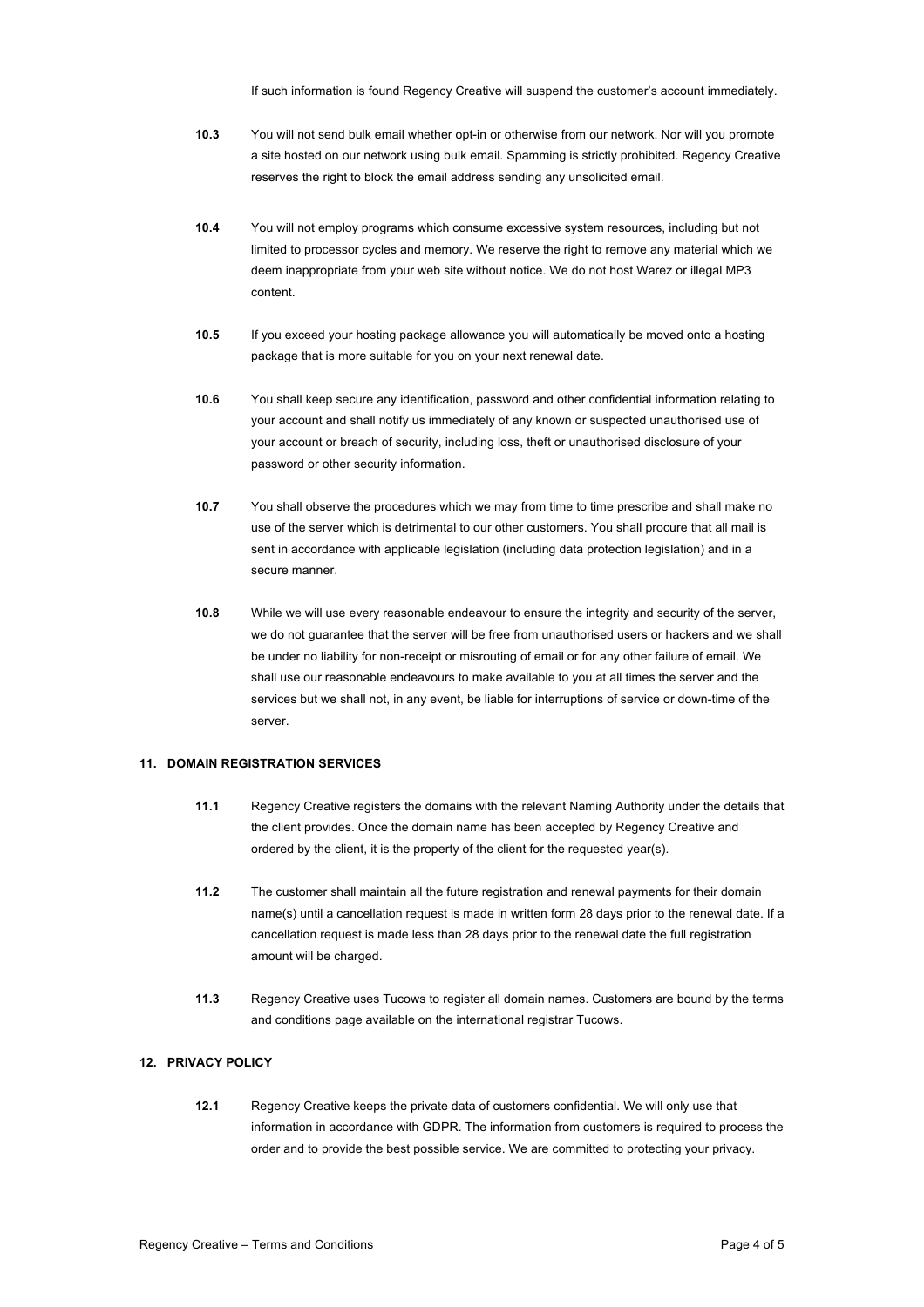If such information is found Regency Creative will suspend the customer's account immediately.

**10.3** You will not send bulk email whether opt-in or otherwise from our network. Nor will you promote a site hosted on our network using bulk email. Spamming is strictly prohibited. Regency Creative reserves the right to block the email address sending any unsolicited email.

**10.4** You will not employ programs which consume excessive system resources, including but not limited to processor cycles and memory. We reserve the right to remove any material which we deem inappropriate from your web site without notice. We do not host Warez or illegal MP3 content.

**10.5** If you exceed your hosting package allowance you will automatically be moved onto a hosting package that is more suitable for you on your next renewal date.

**10.6** You shall keep secure any identification, password and other confidential information relating to your account and shall notify us immediately of any known or suspected unauthorised use of your account or breach of security, including loss, theft or unauthorised disclosure of your password or other security information.

**10.7** You shall observe the procedures which we may from time to time prescribe and shall make no use of the server which is detrimental to our other customers. You shall procure that all mail is sent in accordance with applicable legislation (including data protection legislation) and in a secure manner.

**10.8** While we will use every reasonable endeavour to ensure the integrity and security of the server, we do not guarantee that the server will be free from unauthorised users or hackers and we shall be under no liability for non-receipt or misrouting of email or for any other failure of email. We shall use our reasonable endeavours to make available to you at all times the server and the services but we shall not, in any event, be liable for interruptions of service or down-time of the server.

## 11. DOMAIN REGISTRATION SERVICES

**11.1** Regency Creative registers the domains with the relevant Naming Authority under the details that the client provides. Once the domain name has been accepted by Regency Creative and ordered by the client, it is the property of the client for the requested year(s).

**11.2** The customer shall maintain all the future registration and renewal payments for their domain name(s) until a cancellation request is made in written form 28 days prior to the renewal date. If a cancellation request is made less than 28 days prior to the renewal date the full registration amount will be charged.

**11.3** Regency Creative uses Tucows to register all domain names. Customers are bound by the terms and conditions page available on the international registrar Tucows.

## 12. PRIVACY POLICY

**12.1** Regency Creative keeps the private data of customers confidential. We will only use that information in accordance with GDPR. The information from customers is required to process the order and to provide the best possible service. We are committed to protecting your privacy.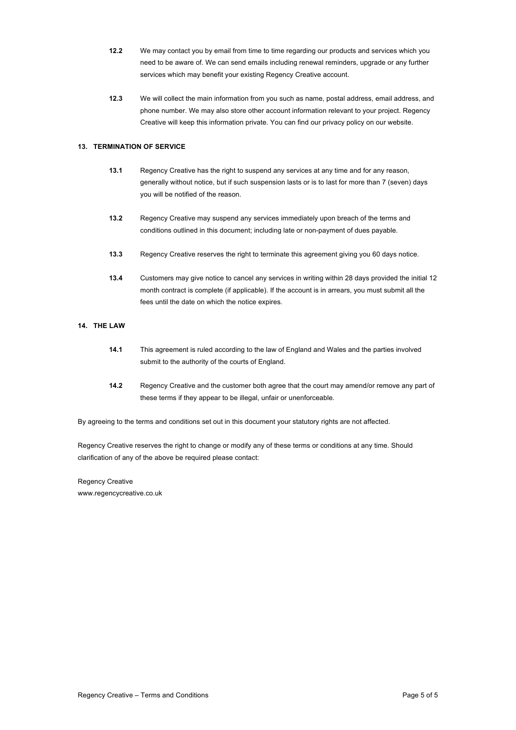**12.2** We may contact you by email from time to time regarding our products and services which you need to be aware of. We can send emails including renewal reminders, upgrade or any further services which may benefit your existing Regency Creative account.

**12.3** We will collect the main information from you such as name, postal address, email address, and phone number. We may also store other account information relevant to your project. Regency Creative will keep this information private. You can find our privacy policy on our website.

## 13. TERMINATION OF SERVICE

**13.1** Regency Creative has the right to suspend any services at any time and for any reason, generally without notice, but if such suspension lasts or is to last for more than 7 (seven) days you will be notified of the reason.

**13.2** Regency Creative may suspend any services immediately upon breach of the terms and conditions outlined in this document; including late or non-payment of dues payable.

**13.3** Regency Creative reserves the right to terminate this agreement giving you 60 days notice.

**13.4** Customers may give notice to cancel any services in writing within 28 days provided the initial 12 month contract is complete (if applicable). If the account is in arrears, you must submit all the fees until the date on which the notice expires.

## 14. THE LAW

**14.1** This agreement is ruled according to the law of England and Wales and the parties involved submit to the authority of the courts of England.

**14.2** Regency Creative and the customer both agree that the court may amend/or remove any part of these terms if they appear to be illegal, unfair or unenforceable.

By agreeing to the terms and conditions set out in this document your statutory rights are not affected.

Regency Creative reserves the right to change or modify any of these terms or conditions at any time. Should clarification of any of the above be required please contact:

Regency Creative
www.regencycreative.co.uk